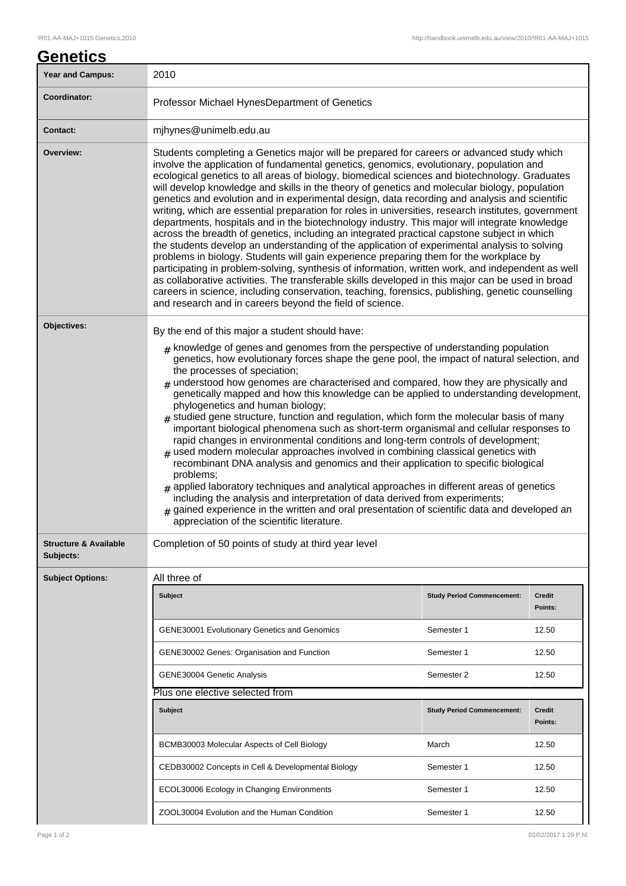# Genetics

| Year and Campus: | 2010 |
|---|---|
| Coordinator: | Professor Michael HynesDepartment of Genetics |
| Contact: | mjhynes@unimelb.edu.au |
| Overview: | Students completing a Genetics major will be prepared for careers or advanced study which involve the application of fundamental genetics, genomics, evolutionary, population and ecological genetics to all areas of biology, biomedical sciences and biotechnology. Graduates will develop knowledge and skills in the theory of genetics and molecular biology, population genetics and evolution and in experimental design, data recording and analysis and scientific writing, which are essential preparation for roles in universities, research institutes, government departments, hospitals and in the biotechnology industry. This major will integrate knowledge across the breadth of genetics, including an integrated practical capstone subject in which the students develop an understanding of the application of experimental analysis to solving problems in biology. Students will gain experience preparing them for the workplace by participating in problem-solving, synthesis of information, written work, and independent as well as collaborative activities. The transferable skills developed in this major can be used in broad careers in science, including conservation, teaching, forensics, publishing, genetic counselling and research and in careers beyond the field of science. |
| Objectives: | By the end of this major a student should have:<br># knowledge of genes and genomes from the perspective of understanding population genetics, how evolutionary forces shape the gene pool, the impact of natural selection, and the processes of speciation;<br># understood how genomes are characterised and compared, how they are physically and genetically mapped and how this knowledge can be applied to understanding development, phylogenetics and human biology;<br># studied gene structure, function and regulation, which form the molecular basis of many important biological phenomena such as short-term organismal and cellular responses to rapid changes in environmental conditions and long-term controls of development;<br># used modern molecular approaches involved in combining classical genetics with recombinant DNA analysis and genomics and their application to specific biological problems;<br># applied laboratory techniques and analytical approaches in different areas of genetics including the analysis and interpretation of data derived from experiments;<br># gained experience in the written and oral presentation of scientific data and developed an appreciation of the scientific literature. |
| Structure & Available Subjects: | Completion of 50 points of study at third year level |

**Subject Options:**

All three of

| Subject | Study Period Commencement: | Credit Points: |
|---|---|---|
| GENE30001 Evolutionary Genetics and Genomics | Semester 1 | 12.50 |
| GENE30002 Genes: Organisation and Function | Semester 1 | 12.50 |
| GENE30004 Genetic Analysis | Semester 2 | 12.50 |

Plus one elective selected from

| Subject | Study Period Commencement: | Credit Points: |
|---|---|---|
| BCMB30003 Molecular Aspects of Cell Biology | March | 12.50 |
| CEDB30002 Concepts in Cell & Developmental Biology | Semester 1 | 12.50 |
| ECOL30006 Ecology in Changing Environments | Semester 1 | 12.50 |
| ZOOL30004 Evolution and the Human Condition | Semester 1 | 12.50 |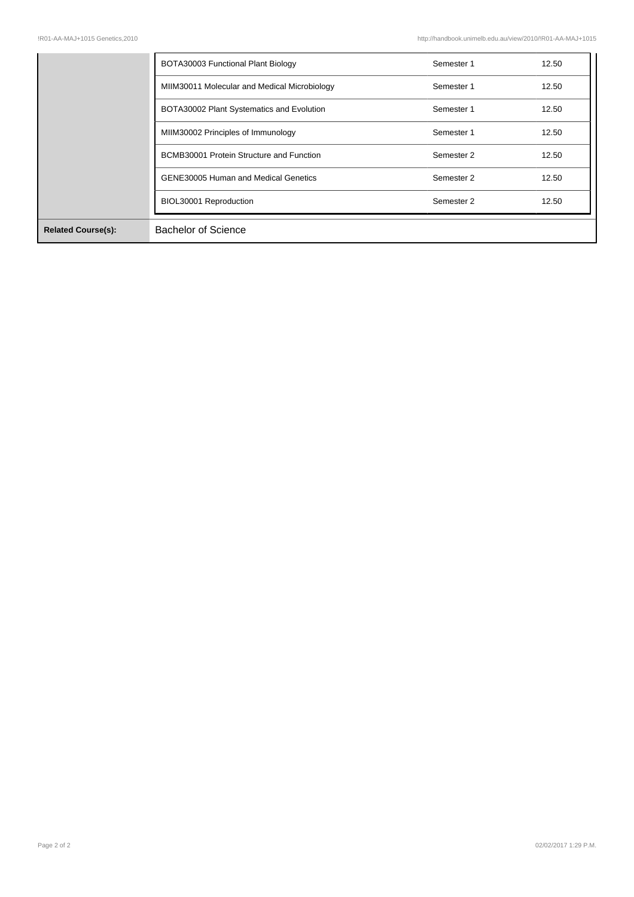| | | | |
|---|---|---|---|
| | BOTA30003 Functional Plant Biology | Semester 1 | 12.50 |
| | MIIM30011 Molecular and Medical Microbiology | Semester 1 | 12.50 |
| | BOTA30002 Plant Systematics and Evolution | Semester 1 | 12.50 |
| | MIIM30002 Principles of Immunology | Semester 1 | 12.50 |
| | BCMB30001 Protein Structure and Function | Semester 2 | 12.50 |
| | GENE30005 Human and Medical Genetics | Semester 2 | 12.50 |
| | BIOL30001 Reproduction | Semester 2 | 12.50 |
| **Related Course(s):** | Bachelor of Science | | |